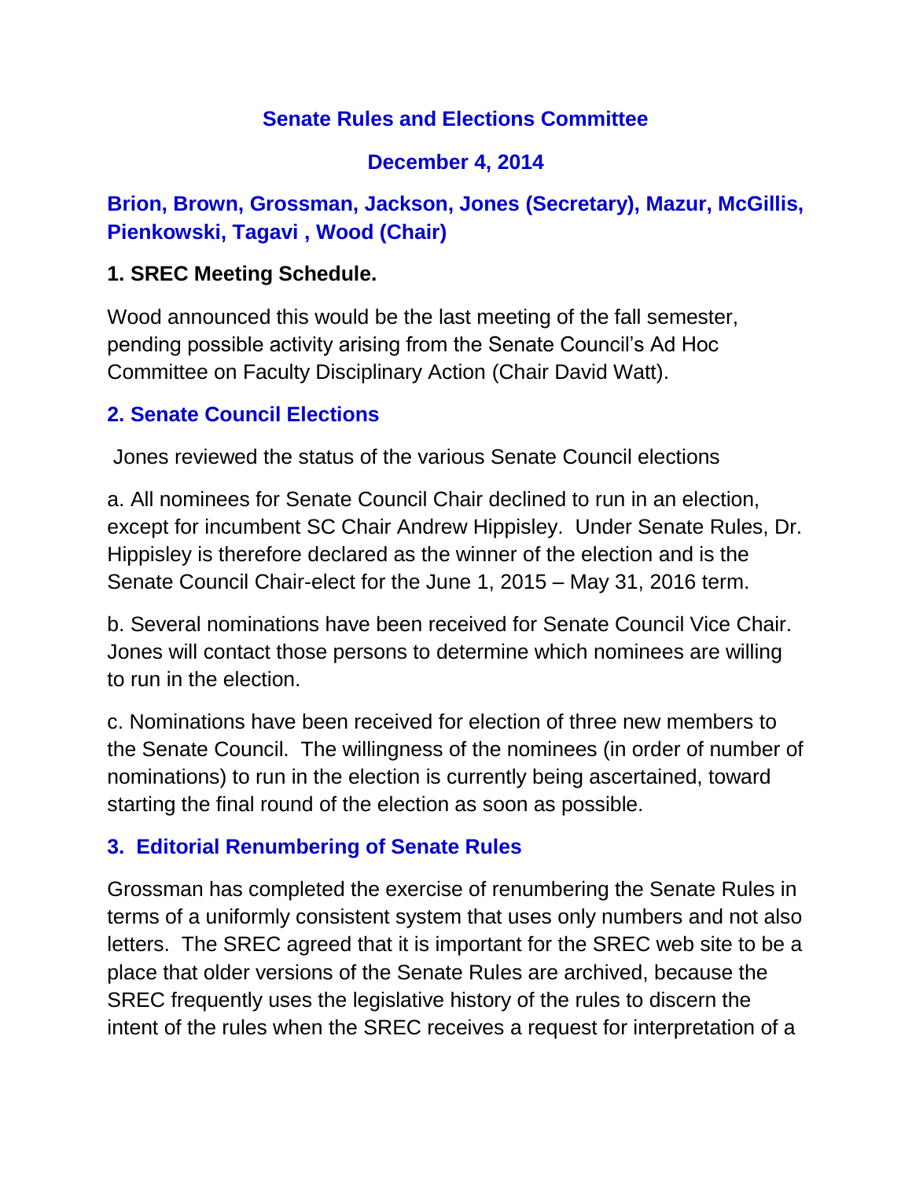# Senate Rules and Elections Committee

## December 4, 2014

**Brion, Brown, Grossman, Jackson, Jones (Secretary), Mazur, McGillis, Pienkowski, Tagavi , Wood (Chair)**

### 1. SREC Meeting Schedule.

Wood announced this would be the last meeting of the fall semester, pending possible activity arising from the Senate Council's Ad Hoc Committee on Faculty Disciplinary Action (Chair David Watt).

### 2. Senate Council Elections

Jones reviewed the status of the various Senate Council elections

a. All nominees for Senate Council Chair declined to run in an election, except for incumbent SC Chair Andrew Hippisley. Under Senate Rules, Dr. Hippisley is therefore declared as the winner of the election and is the Senate Council Chair-elect for the June 1, 2015 – May 31, 2016 term.

b. Several nominations have been received for Senate Council Vice Chair. Jones will contact those persons to determine which nominees are willing to run in the election.

c. Nominations have been received for election of three new members to the Senate Council. The willingness of the nominees (in order of number of nominations) to run in the election is currently being ascertained, toward starting the final round of the election as soon as possible.

### 3. Editorial Renumbering of Senate Rules

Grossman has completed the exercise of renumbering the Senate Rules in terms of a uniformly consistent system that uses only numbers and not also letters. The SREC agreed that it is important for the SREC web site to be a place that older versions of the Senate Rules are archived, because the SREC frequently uses the legislative history of the rules to discern the intent of the rules when the SREC receives a request for interpretation of a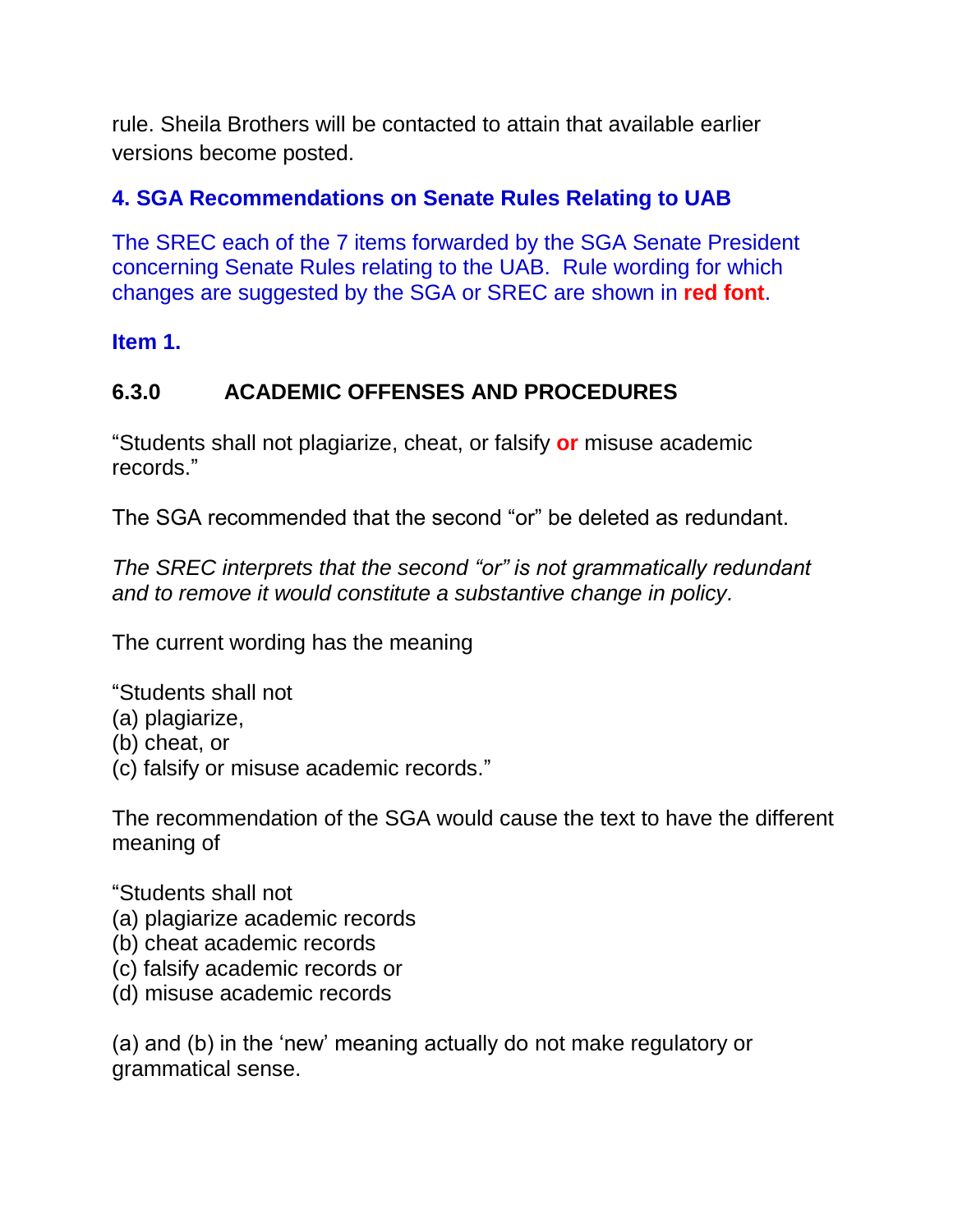rule. Sheila Brothers will be contacted to attain that available earlier versions become posted.

### 4. SGA Recommendations on Senate Rules Relating to UAB

The SREC each of the 7 items forwarded by the SGA Senate President concerning Senate Rules relating to the UAB. Rule wording for which changes are suggested by the SGA or SREC are shown in **red font**.

### Item 1.

### 6.3.0 ACADEMIC OFFENSES AND PROCEDURES

“Students shall not plagiarize, cheat, or falsify **or** misuse academic records.”

The SGA recommended that the second “or” be deleted as redundant.

*The SREC interprets that the second “or” is not grammatically redundant and to remove it would constitute a substantive change in policy.*

The current wording has the meaning

“Students shall not
(a) plagiarize,
(b) cheat, or
(c) falsify or misuse academic records.”

The recommendation of the SGA would cause the text to have the different meaning of

“Students shall not
(a) plagiarize academic records
(b) cheat academic records
(c) falsify academic records or
(d) misuse academic records

(a) and (b) in the ‘new’ meaning actually do not make regulatory or grammatical sense.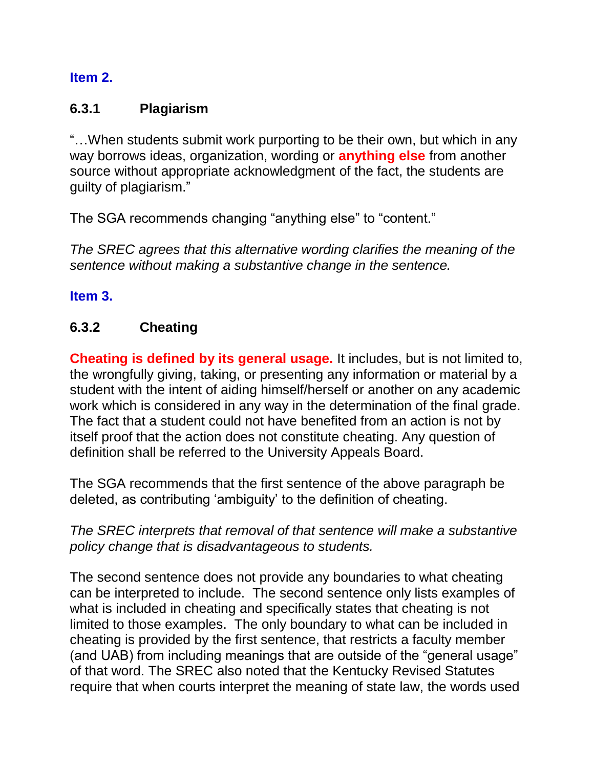**Item 2.**

**6.3.1 Plagiarism**

"…When students submit work purporting to be their own, but which in any way borrows ideas, organization, wording or **anything else** from another source without appropriate acknowledgment of the fact, the students are guilty of plagiarism."

The SGA recommends changing "anything else" to "content."

*The SREC agrees that this alternative wording clarifies the meaning of the sentence without making a substantive change in the sentence.*

**Item 3.**

**6.3.2 Cheating**

**Cheating is defined by its general usage.** It includes, but is not limited to, the wrongfully giving, taking, or presenting any information or material by a student with the intent of aiding himself/herself or another on any academic work which is considered in any way in the determination of the final grade. The fact that a student could not have benefited from an action is not by itself proof that the action does not constitute cheating. Any question of definition shall be referred to the University Appeals Board.

The SGA recommends that the first sentence of the above paragraph be deleted, as contributing 'ambiguity' to the definition of cheating.

*The SREC interprets that removal of that sentence will make a substantive policy change that is disadvantageous to students.*

The second sentence does not provide any boundaries to what cheating can be interpreted to include. The second sentence only lists examples of what is included in cheating and specifically states that cheating is not limited to those examples. The only boundary to what can be included in cheating is provided by the first sentence, that restricts a faculty member (and UAB) from including meanings that are outside of the "general usage" of that word. The SREC also noted that the Kentucky Revised Statutes require that when courts interpret the meaning of state law, the words used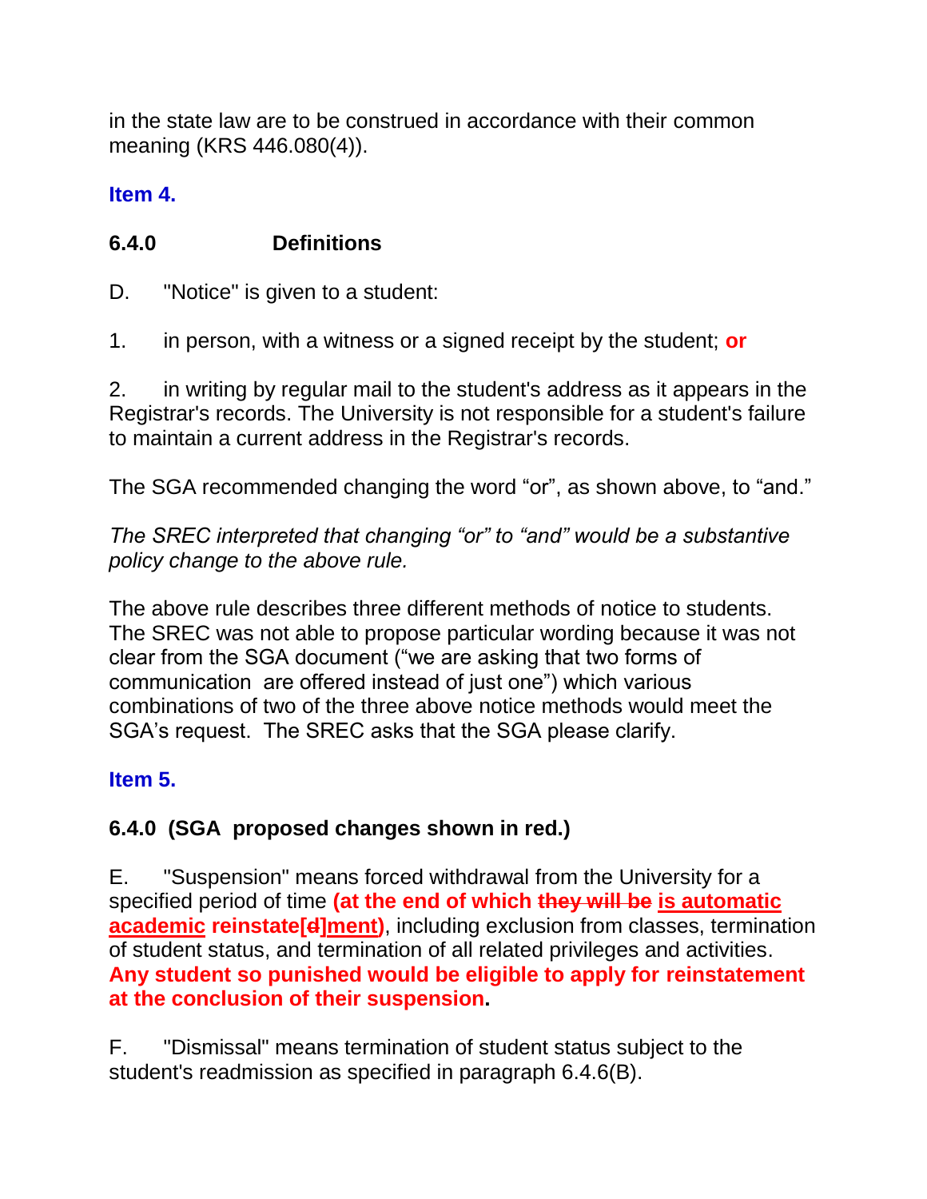in the state law are to be construed in accordance with their common meaning (KRS 446.080(4)).

### Item 4.

### 6.4.0 Definitions

D. "Notice" is given to a student:

1. in person, with a witness or a signed receipt by the student; **or**

2. in writing by regular mail to the student's address as it appears in the Registrar's records. The University is not responsible for a student's failure to maintain a current address in the Registrar's records.

The SGA recommended changing the word "or", as shown above, to "and."

*The SREC interpreted that changing "or" to "and" would be a substantive policy change to the above rule.*

The above rule describes three different methods of notice to students. The SREC was not able to propose particular wording because it was not clear from the SGA document ("we are asking that two forms of communication are offered instead of just one") which various combinations of two of the three above notice methods would meet the SGA's request. The SREC asks that the SGA please clarify.

### Item 5.

### 6.4.0 (SGA proposed changes shown in red.)

E. "Suspension" means forced withdrawal from the University for a specified period of time **(at the end of which ~~they will be~~ <u>is automatic academic</u> reinstate[~~d~~]<u>ment</u>)**, including exclusion from classes, termination of student status, and termination of all related privileges and activities. **Any student so punished would be eligible to apply for reinstatement at the conclusion of their suspension.**

F. "Dismissal" means termination of student status subject to the student's readmission as specified in paragraph 6.4.6(B).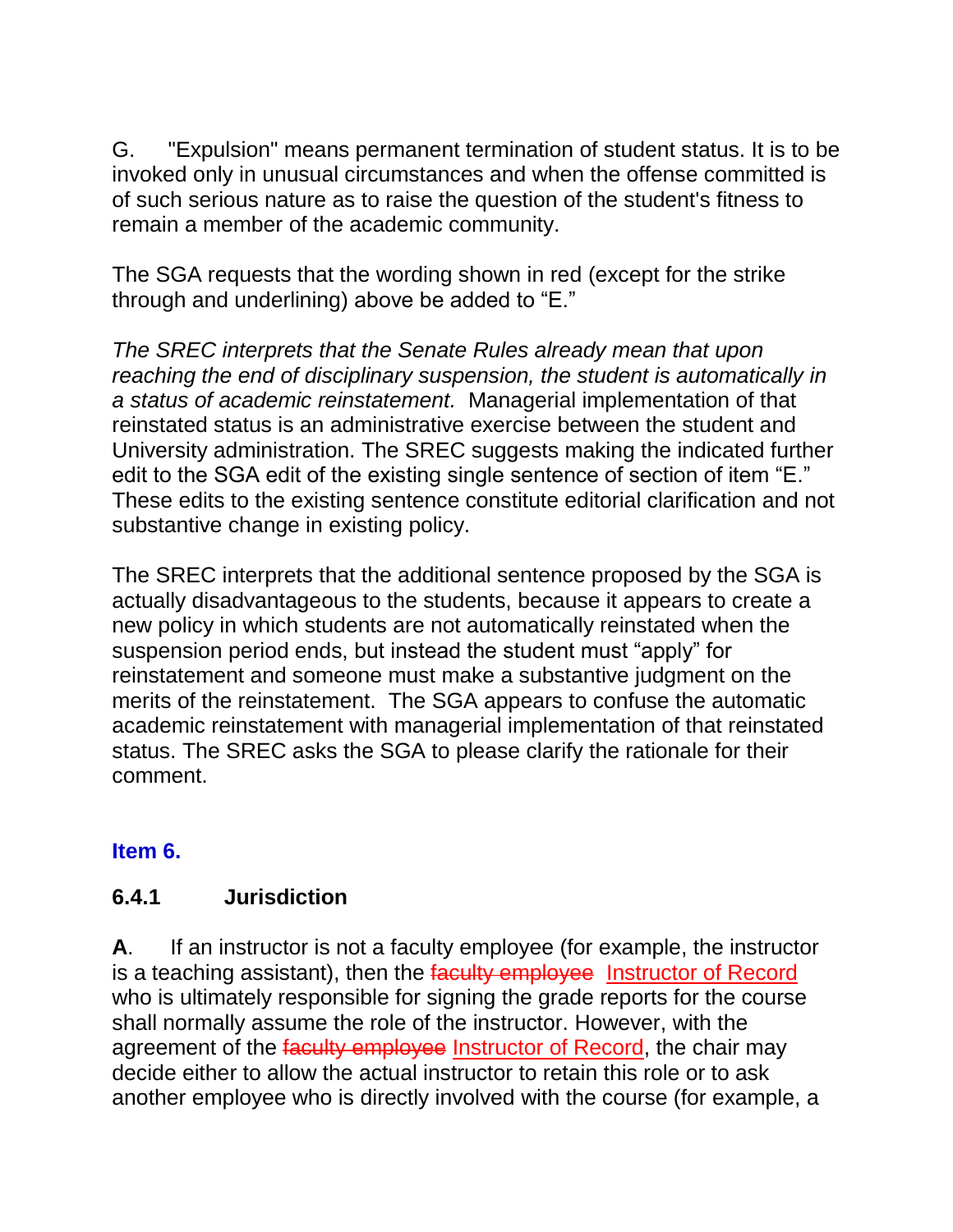G. "Expulsion" means permanent termination of student status. It is to be invoked only in unusual circumstances and when the offense committed is of such serious nature as to raise the question of the student's fitness to remain a member of the academic community.

The SGA requests that the wording shown in red (except for the strike through and underlining) above be added to "E."

*The SREC interprets that the Senate Rules already mean that upon reaching the end of disciplinary suspension, the student is automatically in a status of academic reinstatement.* Managerial implementation of that reinstated status is an administrative exercise between the student and University administration. The SREC suggests making the indicated further edit to the SGA edit of the existing single sentence of section of item "E." These edits to the existing sentence constitute editorial clarification and not substantive change in existing policy.

The SREC interprets that the additional sentence proposed by the SGA is actually disadvantageous to the students, because it appears to create a new policy in which students are not automatically reinstated when the suspension period ends, but instead the student must "apply" for reinstatement and someone must make a substantive judgment on the merits of the reinstatement. The SGA appears to confuse the automatic academic reinstatement with managerial implementation of that reinstated status. The SREC asks the SGA to please clarify the rationale for their comment.

## Item 6.

### 6.4.1 Jurisdiction

**A**. If an instructor is not a faculty employee (for example, the instructor is a teaching assistant), then the ~~faculty employee~~ <u>Instructor of Record</u> who is ultimately responsible for signing the grade reports for the course shall normally assume the role of the instructor. However, with the agreement of the ~~faculty employee~~ <u>Instructor of Record</u>, the chair may decide either to allow the actual instructor to retain this role or to ask another employee who is directly involved with the course (for example, a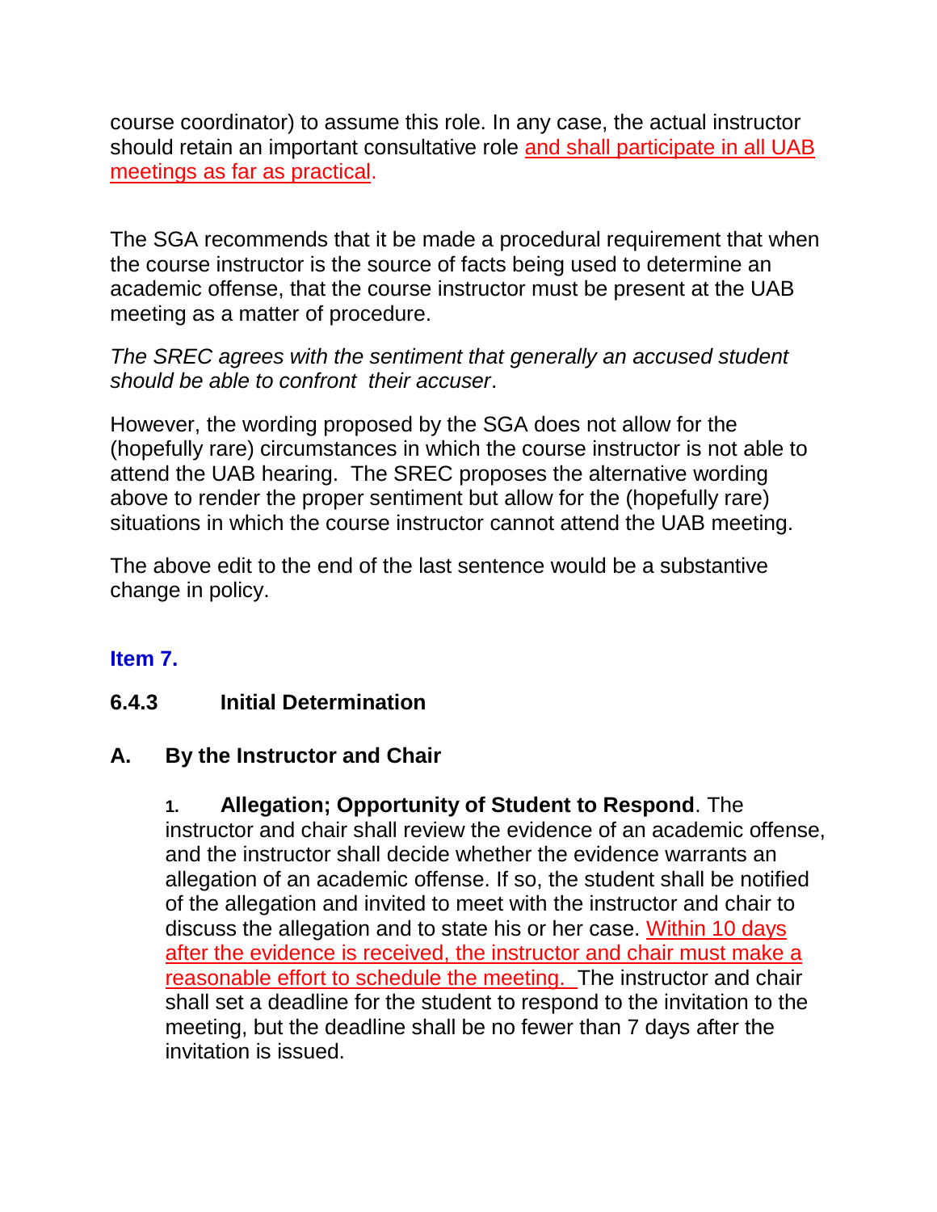course coordinator) to assume this role. In any case, the actual instructor should retain an important consultative role and shall participate in all UAB meetings as far as practical.

The SGA recommends that it be made a procedural requirement that when the course instructor is the source of facts being used to determine an academic offense, that the course instructor must be present at the UAB meeting as a matter of procedure.

*The SREC agrees with the sentiment that generally an accused student should be able to confront their accuser*.

However, the wording proposed by the SGA does not allow for the (hopefully rare) circumstances in which the course instructor is not able to attend the UAB hearing. The SREC proposes the alternative wording above to render the proper sentiment but allow for the (hopefully rare) situations in which the course instructor cannot attend the UAB meeting.

The above edit to the end of the last sentence would be a substantive change in policy.

### Item 7.

### 6.4.3 Initial Determination

### A. By the Instructor and Chair

1. **Allegation; Opportunity of Student to Respond**. The instructor and chair shall review the evidence of an academic offense, and the instructor shall decide whether the evidence warrants an allegation of an academic offense. If so, the student shall be notified of the allegation and invited to meet with the instructor and chair to discuss the allegation and to state his or her case. Within 10 days after the evidence is received, the instructor and chair must make a reasonable effort to schedule the meeting. The instructor and chair shall set a deadline for the student to respond to the invitation to the meeting, but the deadline shall be no fewer than 7 days after the invitation is issued.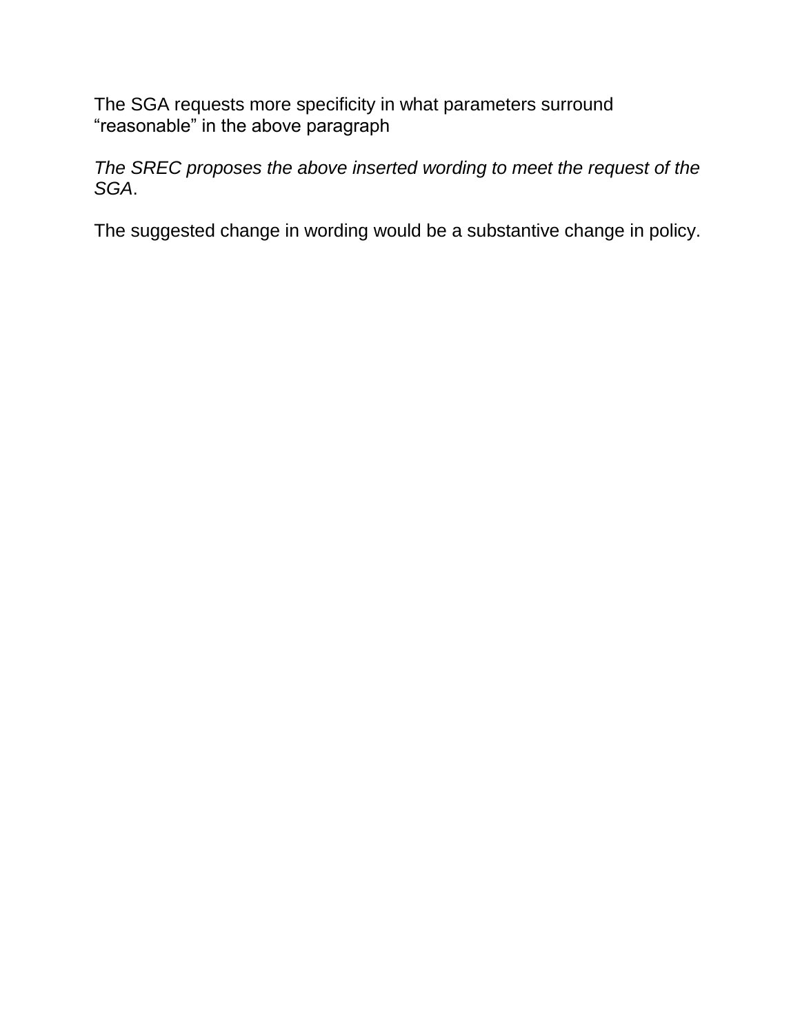The SGA requests more specificity in what parameters surround “reasonable” in the above paragraph

*The SREC proposes the above inserted wording to meet the request of the SGA*.

The suggested change in wording would be a substantive change in policy.